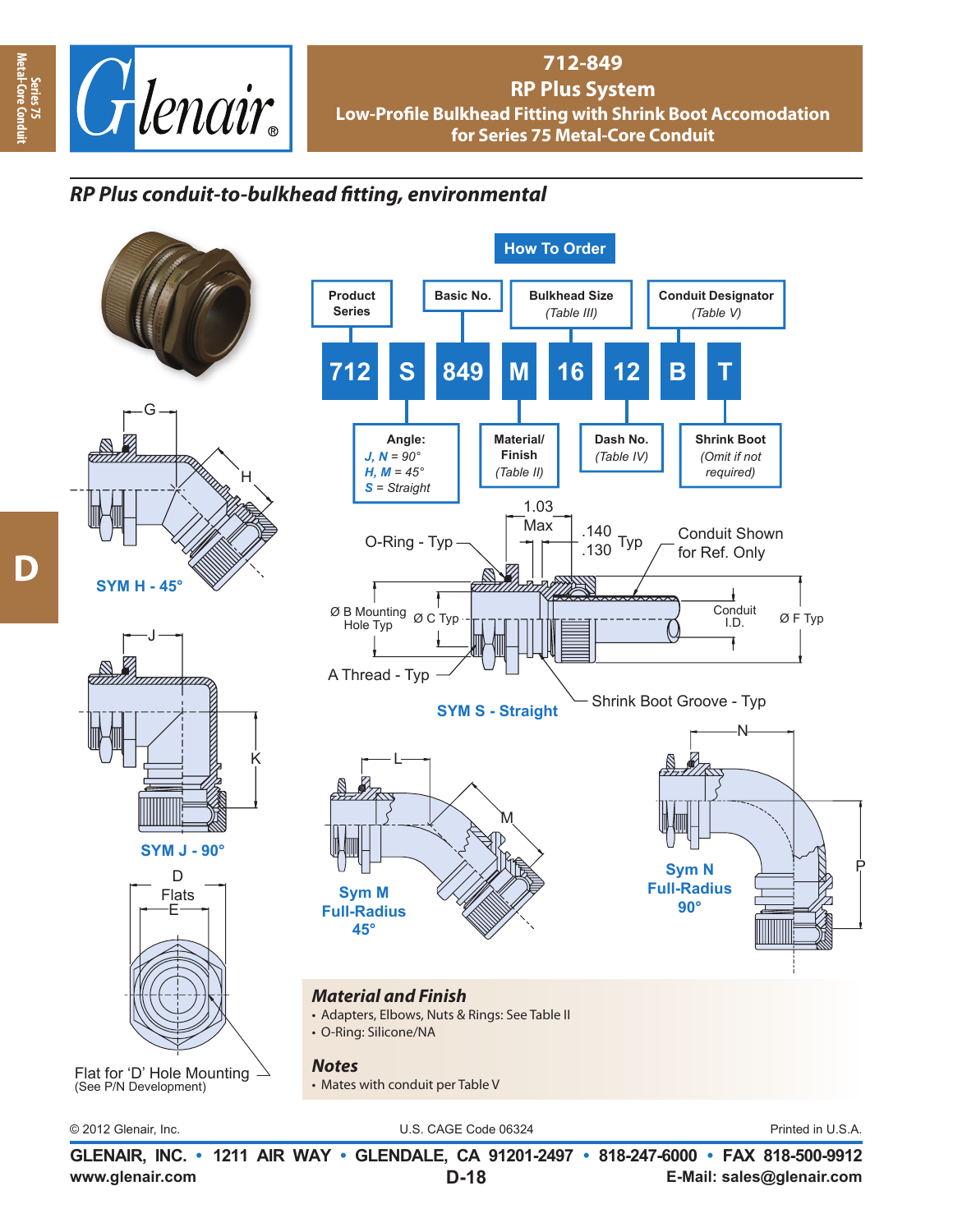# 712-849
## RP Plus System
### Low-Profile Bulkhead Fitting with Shrink Boot Accomodation for Series 75 Metal-Core Conduit

## *RP Plus conduit-to-bulkhead fitting, environmental*

### How To Order

| 712 | S | 849 | M | 16 | 12 | B | T |
|---|---|---|---|---|---|---|---|

- **Product Series**: 712
- **Angle**: S — *J, N = 90°*; *H, M = 45°*; *S = Straight*
- **Basic No.**: 849
- **Material/ Finish** *(Table II)*: M
- **Bulkhead Size** *(Table III)*: 16
- **Dash No.** *(Table IV)*: 12
- **Conduit Designator** *(Table V)*: B
- **Shrink Boot** *(Omit if not required)*: T

SYM H - 45°

SYM J - 90°

SYM S - Straight

O-Ring - Typ; 1.03 Max; .140 / .130 Typ; Conduit Shown for Ref. Only; Ø B Mounting Hole Typ; Ø C Typ; Conduit I.D.; Ø F Typ; A Thread - Typ; Shrink Boot Groove - Typ

Sym M Full-Radius 45°

Sym N Full-Radius 90°

D Flats; E

Flat for 'D' Hole Mounting (See P/N Development)

### *Material and Finish*
- Adapters, Elbows, Nuts & Rings: See Table II
- O-Ring: Silicone/NA

### *Notes*
- Mates with conduit per Table V

© 2012 Glenair, Inc. U.S. CAGE Code 06324 Printed in U.S.A.

**GLENAIR, INC. • 1211 AIR WAY • GLENDALE, CA 91201-2497 • 818-247-6000 • FAX 818-500-9912**
www.glenair.com **D-18** **E-Mail: sales@glenair.com**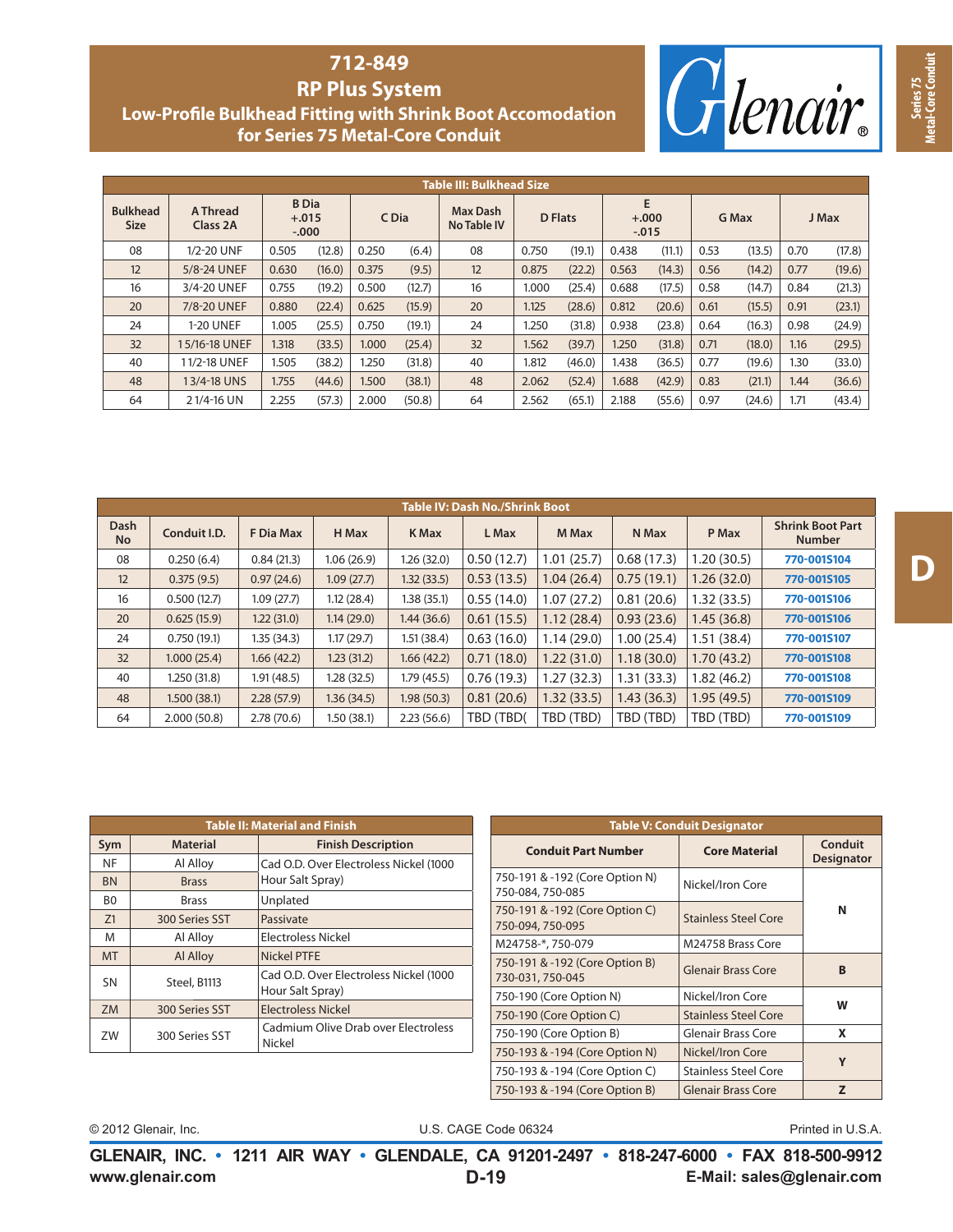# 712-849
## RP Plus System
### Low-Profile Bulkhead Fitting with Shrink Boot Accomodation for Series 75 Metal-Core Conduit

**Table III: Bulkhead Size**

| Bulkhead Size | A Thread Class 2A | B Dia +.015 -.000 | | C Dia | | Max Dash No Table IV | D Flats | | E +.000 -.015 | | G Max | | J Max | |
|---|---|---|---|---|---|---|---|---|---|---|---|---|---|---|
| 08 | 1/2-20 UNF | 0.505 | (12.8) | 0.250 | (6.4) | 08 | 0.750 | (19.1) | 0.438 | (11.1) | 0.53 | (13.5) | 0.70 | (17.8) |
| 12 | 5/8-24 UNEF | 0.630 | (16.0) | 0.375 | (9.5) | 12 | 0.875 | (22.2) | 0.563 | (14.3) | 0.56 | (14.2) | 0.77 | (19.6) |
| 16 | 3/4-20 UNEF | 0.755 | (19.2) | 0.500 | (12.7) | 16 | 1.000 | (25.4) | 0.688 | (17.5) | 0.58 | (14.7) | 0.84 | (21.3) |
| 20 | 7/8-20 UNEF | 0.880 | (22.4) | 0.625 | (15.9) | 20 | 1.125 | (28.6) | 0.812 | (20.6) | 0.61 | (15.5) | 0.91 | (23.1) |
| 24 | 1-20 UNEF | 1.005 | (25.5) | 0.750 | (19.1) | 24 | 1.250 | (31.8) | 0.938 | (23.8) | 0.64 | (16.3) | 0.98 | (24.9) |
| 32 | 1 5/16-18 UNEF | 1.318 | (33.5) | 1.000 | (25.4) | 32 | 1.562 | (39.7) | 1.250 | (31.8) | 0.71 | (18.0) | 1.16 | (29.5) |
| 40 | 1 1/2-18 UNEF | 1.505 | (38.2) | 1.250 | (31.8) | 40 | 1.812 | (46.0) | 1.438 | (36.5) | 0.77 | (19.6) | 1.30 | (33.0) |
| 48 | 1 3/4-18 UNS | 1.755 | (44.6) | 1.500 | (38.1) | 48 | 2.062 | (52.4) | 1.688 | (42.9) | 0.83 | (21.1) | 1.44 | (36.6) |
| 64 | 2 1/4-16 UN | 2.255 | (57.3) | 2.000 | (50.8) | 64 | 2.562 | (65.1) | 2.188 | (55.6) | 0.97 | (24.6) | 1.71 | (43.4) |

**Table IV: Dash No./Shrink Boot**

| Dash No | Conduit I.D. | F Dia Max | H Max | K Max | L Max | M Max | N Max | P Max | Shrink Boot Part Number |
|---|---|---|---|---|---|---|---|---|---|
| 08 | 0.250 (6.4) | 0.84 (21.3) | 1.06 (26.9) | 1.26 (32.0) | 0.50 (12.7) | 1.01 (25.7) | 0.68 (17.3) | 1.20 (30.5) | 770-001S104 |
| 12 | 0.375 (9.5) | 0.97 (24.6) | 1.09 (27.7) | 1.32 (33.5) | 0.53 (13.5) | 1.04 (26.4) | 0.75 (19.1) | 1.26 (32.0) | 770-001S105 |
| 16 | 0.500 (12.7) | 1.09 (27.7) | 1.12 (28.4) | 1.38 (35.1) | 0.55 (14.0) | 1.07 (27.2) | 0.81 (20.6) | 1.32 (33.5) | 770-001S106 |
| 20 | 0.625 (15.9) | 1.22 (31.0) | 1.14 (29.0) | 1.44 (36.6) | 0.61 (15.5) | 1.12 (28.4) | 0.93 (23.6) | 1.45 (36.8) | 770-001S106 |
| 24 | 0.750 (19.1) | 1.35 (34.3) | 1.17 (29.7) | 1.51 (38.4) | 0.63 (16.0) | 1.14 (29.0) | 1.00 (25.4) | 1.51 (38.4) | 770-001S107 |
| 32 | 1.000 (25.4) | 1.66 (42.2) | 1.23 (31.2) | 1.66 (42.2) | 0.71 (18.0) | 1.22 (31.0) | 1.18 (30.0) | 1.70 (43.2) | 770-001S108 |
| 40 | 1.250 (31.8) | 1.91 (48.5) | 1.28 (32.5) | 1.79 (45.5) | 0.76 (19.3) | 1.27 (32.3) | 1.31 (33.3) | 1.82 (46.2) | 770-001S108 |
| 48 | 1.500 (38.1) | 2.28 (57.9) | 1.36 (34.5) | 1.98 (50.3) | 0.81 (20.6) | 1.32 (33.5) | 1.43 (36.3) | 1.95 (49.5) | 770-001S109 |
| 64 | 2.000 (50.8) | 2.78 (70.6) | 1.50 (38.1) | 2.23 (56.6) | TBD (TBD( | TBD (TBD) | TBD (TBD) | TBD (TBD) | 770-001S109 |

**Table II: Material and Finish**

| Sym | Material | Finish Description |
|---|---|---|
| NF | Al Alloy | Cad O.D. Over Electroless Nickel (1000 Hour Salt Spray) |
| BN | Brass | |
| B0 | Brass | Unplated |
| Z1 | 300 Series SST | Passivate |
| M | Al Alloy | Electroless Nickel |
| MT | Al Alloy | Nickel PTFE |
| SN | Steel, B1113 | Cad O.D. Over Electroless Nickel (1000 Hour Salt Spray) |
| ZM | 300 Series SST | Electroless Nickel |
| ZW | 300 Series SST | Cadmium Olive Drab over Electroless Nickel |

**Table V: Conduit Designator**

| Conduit Part Number | Core Material | Conduit Designator |
|---|---|---|
| 750-191 & -192 (Core Option N) 750-084, 750-085 | Nickel/Iron Core | N |
| 750-191 & -192 (Core Option C) 750-094, 750-095 | Stainless Steel Core | |
| M24758-*, 750-079 | M24758 Brass Core | |
| 750-191 & -192 (Core Option B) 730-031, 750-045 | Glenair Brass Core | B |
| 750-190 (Core Option N) | Nickel/Iron Core | W |
| 750-190 (Core Option C) | Stainless Steel Core | |
| 750-190 (Core Option B) | Glenair Brass Core | X |
| 750-193 & -194 (Core Option N) | Nickel/Iron Core | Y |
| 750-193 & -194 (Core Option C) | Stainless Steel Core | |
| 750-193 & -194 (Core Option B) | Glenair Brass Core | Z |